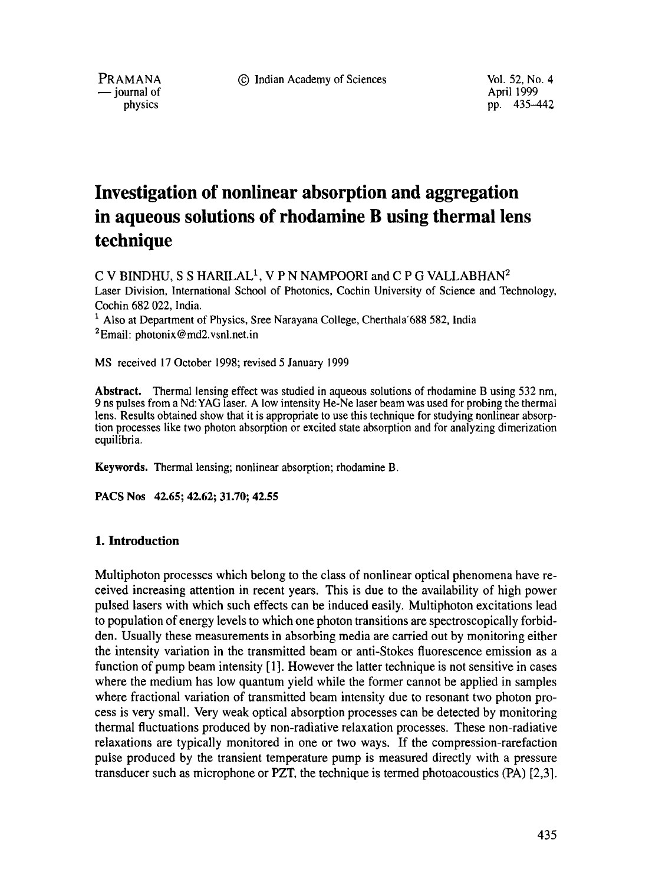# Investigation of nonlinear absorption and aggregation in aqueous solutions of rhodamine B using thermal lens technique

C V BINDHU, S S HARILAL[1], V P N NAMPOORI and C P G VALLABHAN[2]

Laser Division, International School of Photonics, Cochin University of Science and Technology, Cochin 682 022, India.

[1] Also at Department of Physics, Sree Narayana College, Cherthala 688 582, India

[2] Email: photonix@md2.vsnl.net.in

MS received 17 October 1998; revised 5 January 1999

**Abstract.** Thermal lensing effect was studied in aqueous solutions of rhodamine B using 532 nm, 9 ns pulses from a Nd:YAG laser. A low intensity He-Ne laser beam was used for probing the thermal lens. Results obtained show that it is appropriate to use this technique for studying nonlinear absorption processes like two photon absorption or excited state absorption and for analyzing dimerization equilibria.

**Keywords.** Thermal lensing; nonlinear absorption; rhodamine B.

**PACS Nos** 42.65; 42.62; 31.70; 42.55

## 1. Introduction

Multiphoton processes which belong to the class of nonlinear optical phenomena have received increasing attention in recent years. This is due to the availability of high power pulsed lasers with which such effects can be induced easily. Multiphoton excitations lead to population of energy levels to which one photon transitions are spectroscopically forbidden. Usually these measurements in absorbing media are carried out by monitoring either the intensity variation in the transmitted beam or anti-Stokes fluorescence emission as a function of pump beam intensity [1]. However the latter technique is not sensitive in cases where the medium has low quantum yield while the former cannot be applied in samples where fractional variation of transmitted beam intensity due to resonant two photon process is very small. Very weak optical absorption processes can be detected by monitoring thermal fluctuations produced by non-radiative relaxation processes. These non-radiative relaxations are typically monitored in one or two ways. If the compression-rarefaction pulse produced by the transient temperature pump is measured directly with a pressure transducer such as microphone or PZT, the technique is termed photoacoustics (PA) [2,3].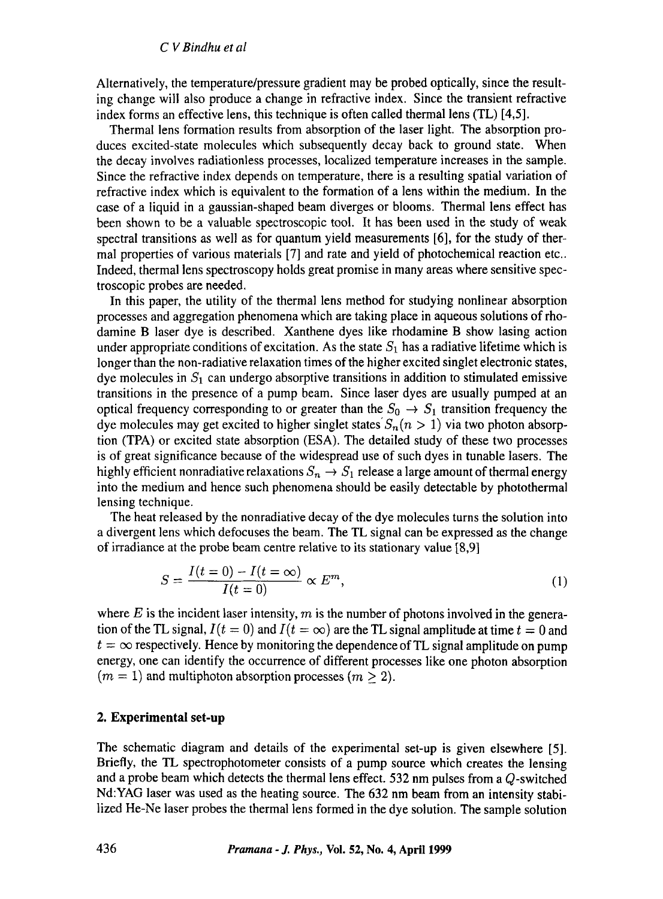Alternatively, the temperature/pressure gradient may be probed optically, since the resulting change will also produce a change in refractive index. Since the transient refractive index forms an effective lens, this technique is often called thermal lens (TL) [4,5].

Thermal lens formation results from absorption of the laser light. The absorption produces excited-state molecules which subsequently decay back to ground state. When the decay involves radiationless processes, localized temperature increases in the sample. Since the refractive index depends on temperature, there is a resulting spatial variation of refractive index which is equivalent to the formation of a lens within the medium. In the case of a liquid in a gaussian-shaped beam diverges or blooms. Thermal lens effect has been shown to be a valuable spectroscopic tool. It has been used in the study of weak spectral transitions as well as for quantum yield measurements [6], for the study of thermal properties of various materials [7] and rate and yield of photochemical reaction etc.. Indeed, thermal lens spectroscopy holds great promise in many areas where sensitive spectroscopic probes are needed.

In this paper, the utility of the thermal lens method for studying nonlinear absorption processes and aggregation phenomena which are taking place in aqueous solutions of rhodamine B laser dye is described. Xanthene dyes like rhodamine B show lasing action under appropriate conditions of excitation. As the state $S_1$ has a radiative lifetime which is longer than the non-radiative relaxation times of the higher excited singlet electronic states, dye molecules in $S_1$ can undergo absorptive transitions in addition to stimulated emissive transitions in the presence of a pump beam. Since laser dyes are usually pumped at an optical frequency corresponding to or greater than the $S_0 \rightarrow S_1$ transition frequency the dye molecules may get excited to higher singlet states $S_n (n > 1)$ via two photon absorption (TPA) or excited state absorption (ESA). The detailed study of these two processes is of great significance because of the widespread use of such dyes in tunable lasers. The highly efficient nonradiative relaxations $S_n \rightarrow S_1$ release a large amount of thermal energy into the medium and hence such phenomena should be easily detectable by photothermal lensing technique.

The heat released by the nonradiative decay of the dye molecules turns the solution into a divergent lens which defocuses the beam. The TL signal can be expressed as the change of irradiance at the probe beam centre relative to its stationary value [8,9]

$$S = \frac{I(t=0) - I(t=\infty)}{I(t=0)} \propto E^m, \tag{1}$$

where $E$ is the incident laser intensity, $m$ is the number of photons involved in the generation of the TL signal, $I(t=0)$ and $I(t=\infty)$ are the TL signal amplitude at time $t=0$ and $t=\infty$ respectively. Hence by monitoring the dependence of TL signal amplitude on pump energy, one can identify the occurrence of different processes like one photon absorption ($m=1$) and multiphoton absorption processes ($m \geq 2$).

## 2. Experimental set-up

The schematic diagram and details of the experimental set-up is given elsewhere [5]. Briefly, the TL spectrophotometer consists of a pump source which creates the lensing and a probe beam which detects the thermal lens effect. 532 nm pulses from a $Q$-switched Nd:YAG laser was used as the heating source. The 632 nm beam from an intensity stabilized He-Ne laser probes the thermal lens formed in the dye solution. The sample solution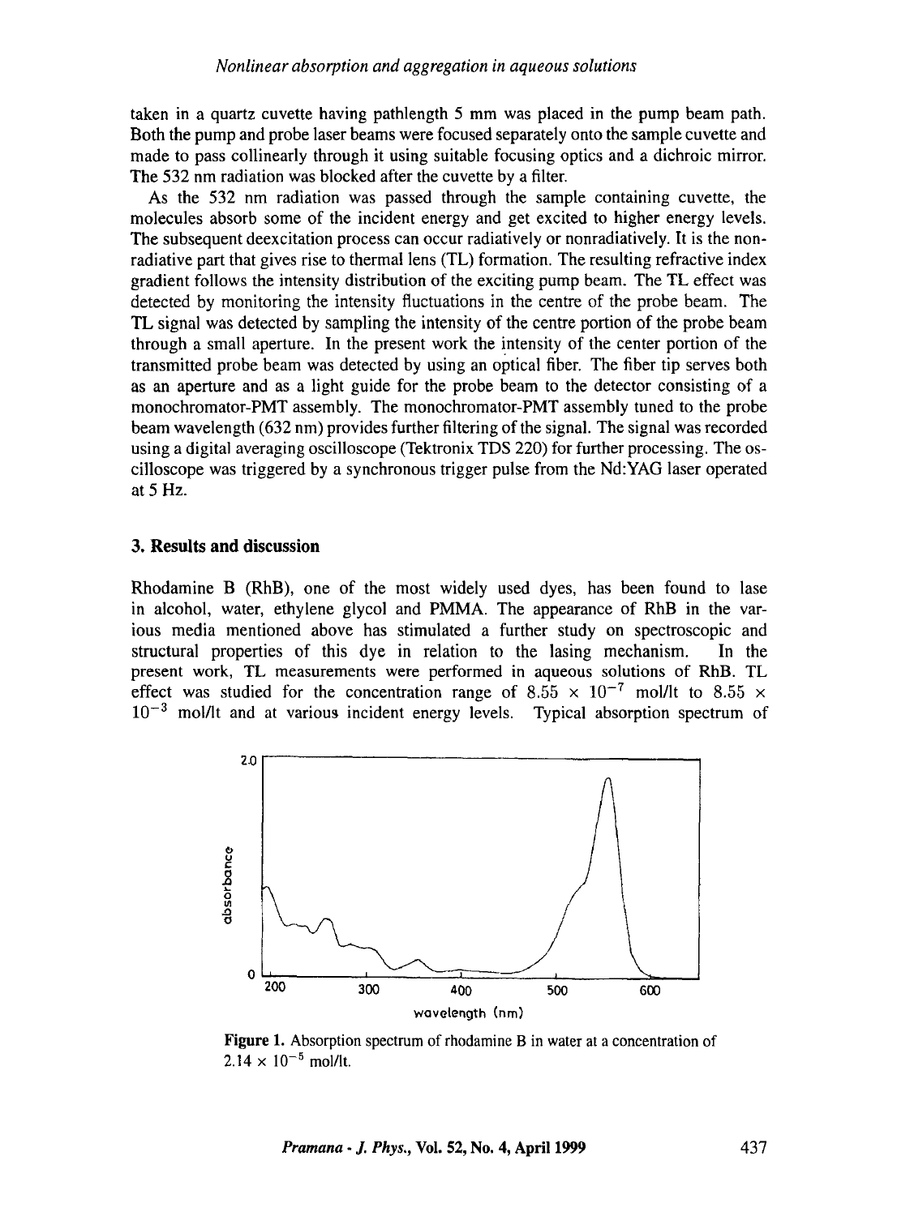taken in a quartz cuvette having pathlength 5 mm was placed in the pump beam path. Both the pump and probe laser beams were focused separately onto the sample cuvette and made to pass collinearly through it using suitable focusing optics and a dichroic mirror. The 532 nm radiation was blocked after the cuvette by a filter.

As the 532 nm radiation was passed through the sample containing cuvette, the molecules absorb some of the incident energy and get excited to higher energy levels. The subsequent deexcitation process can occur radiatively or nonradiatively. It is the nonradiative part that gives rise to thermal lens (TL) formation. The resulting refractive index gradient follows the intensity distribution of the exciting pump beam. The TL effect was detected by monitoring the intensity fluctuations in the centre of the probe beam. The TL signal was detected by sampling the intensity of the centre portion of the probe beam through a small aperture. In the present work the intensity of the center portion of the transmitted probe beam was detected by using an optical fiber. The fiber tip serves both as an aperture and as a light guide for the probe beam to the detector consisting of a monochromator-PMT assembly. The monochromator-PMT assembly tuned to the probe beam wavelength (632 nm) provides further filtering of the signal. The signal was recorded using a digital averaging oscilloscope (Tektronix TDS 220) for further processing. The oscilloscope was triggered by a synchronous trigger pulse from the Nd:YAG laser operated at 5 Hz.

## 3. Results and discussion

Rhodamine B (RhB), one of the most widely used dyes, has been found to lase in alcohol, water, ethylene glycol and PMMA. The appearance of RhB in the various media mentioned above has stimulated a further study on spectroscopic and structural properties of this dye in relation to the lasing mechanism. In the present work, TL measurements were performed in aqueous solutions of RhB. TL effect was studied for the concentration range of $8.55 \times 10^{-7}$ mol/lt to $8.55 \times 10^{-3}$ mol/lt and at various incident energy levels. Typical absorption spectrum of

**Figure 1.** Absorption spectrum of rhodamine B in water at a concentration of $2.14 \times 10^{-5}$ mol/lt.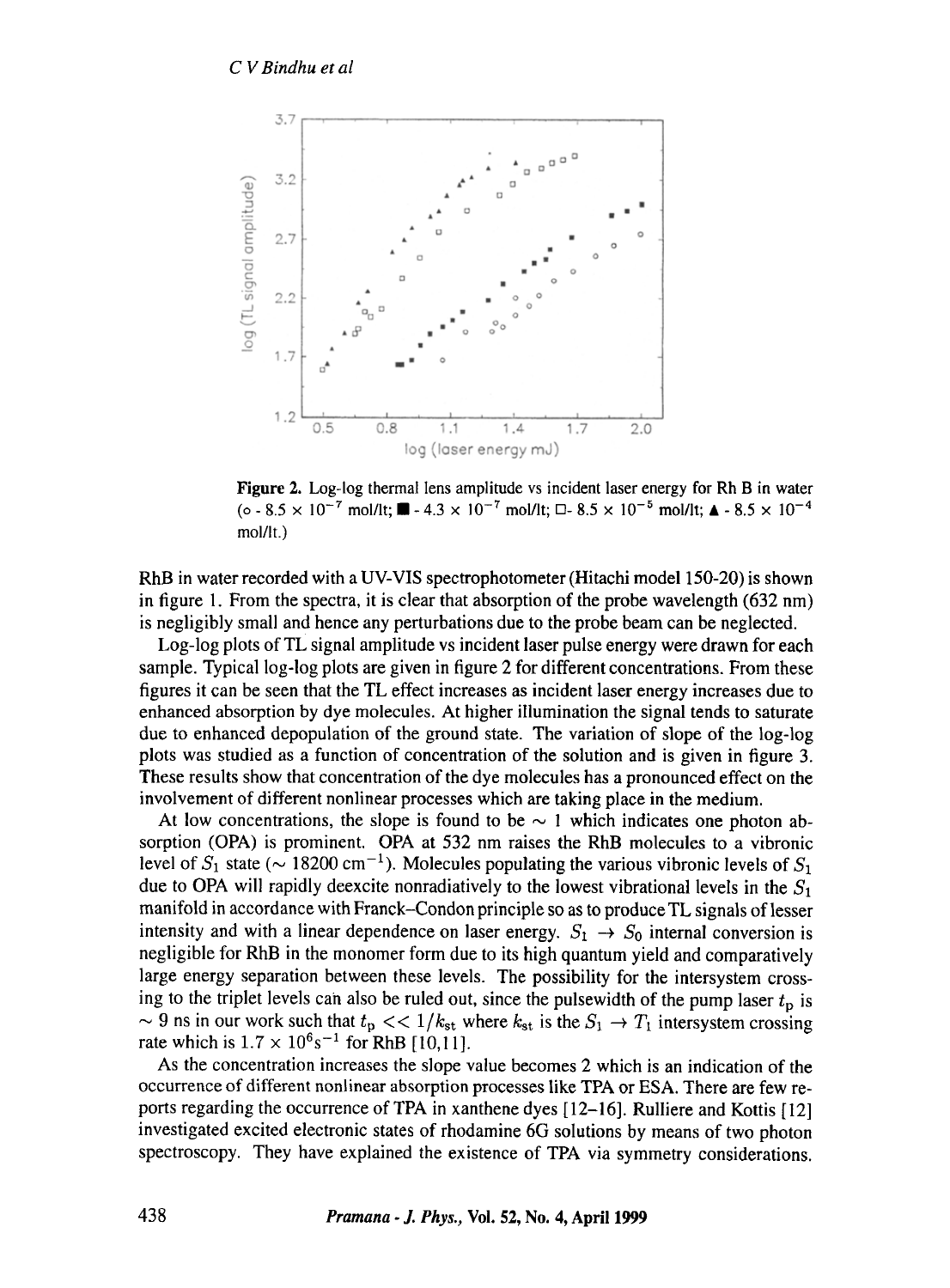Figure 2. Log-log thermal lens amplitude vs incident laser energy for Rh B in water (○ - $8.5 \times 10^{-7}$ mol/lt; ■ - $4.3 \times 10^{-7}$ mol/lt; □- $8.5 \times 10^{-5}$ mol/lt; ▲ - $8.5 \times 10^{-4}$ mol/lt.)

RhB in water recorded with a UV-VIS spectrophotometer (Hitachi model 150-20) is shown in figure 1. From the spectra, it is clear that absorption of the probe wavelength (632 nm) is negligibly small and hence any perturbations due to the probe beam can be neglected.

Log-log plots of TL signal amplitude vs incident laser pulse energy were drawn for each sample. Typical log-log plots are given in figure 2 for different concentrations. From these figures it can be seen that the TL effect increases as incident laser energy increases due to enhanced absorption by dye molecules. At higher illumination the signal tends to saturate due to enhanced depopulation of the ground state. The variation of slope of the log-log plots was studied as a function of concentration of the solution and is given in figure 3. These results show that concentration of the dye molecules has a pronounced effect on the involvement of different nonlinear absorption processes which are taking place in the medium.

At low concentrations, the slope is found to be $\sim 1$ which indicates one photon absorption (OPA) is prominent. OPA at 532 nm raises the RhB molecules to a vibronic level of $S_1$ state ($\sim 18200\ \text{cm}^{-1}$). Molecules populating the various vibronic levels of $S_1$ due to OPA will rapidly deexcite nonradiatively to the lowest vibrational levels in the $S_1$ manifold in accordance with Franck–Condon principle so as to produce TL signals of lesser intensity and with a linear dependence on laser energy. $S_1 \rightarrow S_0$ internal conversion is negligible for RhB in the monomer form due to its high quantum yield and comparatively large energy separation between these levels. The possibility for the intersystem crossing to the triplet levels can also be ruled out, since the pulsewidth of the pump laser $t_p$ is $\sim 9$ ns in our work such that $t_p << 1/k_{st}$ where $k_{st}$ is the $S_1 \rightarrow T_1$ intersystem crossing rate which is $1.7 \times 10^6\ \text{s}^{-1}$ for RhB [10,11].

As the concentration increases the slope value becomes 2 which is an indication of the occurrence of different nonlinear absorption processes like TPA or ESA. There are few reports regarding the occurrence of TPA in xanthene dyes [12–16]. Rulliere and Kottis [12] investigated excited electronic states of rhodamine 6G solutions by means of two photon spectroscopy. They have explained the existence of TPA via symmetry considerations.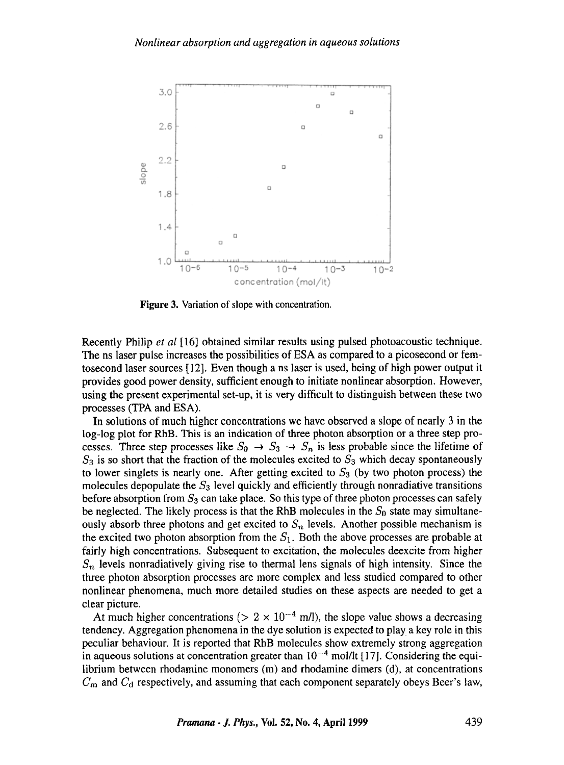**Figure 3.** Variation of slope with concentration.

Recently Philip *et al* [16] obtained similar results using pulsed photoacoustic technique. The ns laser pulse increases the possibilities of ESA as compared to a picosecond or femtosecond laser sources [12]. Even though a ns laser is used, being of high power output it provides good power density, sufficient enough to initiate nonlinear absorption. However, using the present experimental set-up, it is very difficult to distinguish between these two processes (TPA and ESA).

In solutions of much higher concentrations we have observed a slope of nearly 3 in the log-log plot for RhB. This is an indication of three photon absorption or a three step processes. Three step processes like $S_0 \rightarrow S_3 \rightarrow S_n$ is less probable since the lifetime of $S_3$ is so short that the fraction of the molecules excited to $S_3$ which decay spontaneously to lower singlets is nearly one. After getting excited to $S_3$ (by two photon process) the molecules depopulate the $S_3$ level quickly and efficiently through nonradiative transitions before absorption from $S_3$ can take place. So this type of three photon processes can safely be neglected. The likely process is that the RhB molecules in the $S_0$ state may simultaneously absorb three photons and get excited to $S_n$ levels. Another possible mechanism is the excited two photon absorption from the $S_1$. Both the above processes are probable at fairly high concentrations. Subsequent to excitation, the molecules deexcite from higher $S_n$ levels nonradiatively giving rise to thermal lens signals of high intensity. Since the three photon absorption processes are more complex and less studied compared to other nonlinear phenomena, much more detailed studies on these aspects are needed to get a clear picture.

At much higher concentrations ($> 2 \times 10^{-4}$ m/l), the slope value shows a decreasing tendency. Aggregation phenomena in the dye solution is expected to play a key role in this peculiar behaviour. It is reported that RhB molecules show extremely strong aggregation in aqueous solutions at concentration greater than $10^{-4}$ mol/lt [17]. Considering the equilibrium between rhodamine monomers (m) and rhodamine dimers (d), at concentrations $C_m$ and $C_d$ respectively, and assuming that each component separately obeys Beer's law,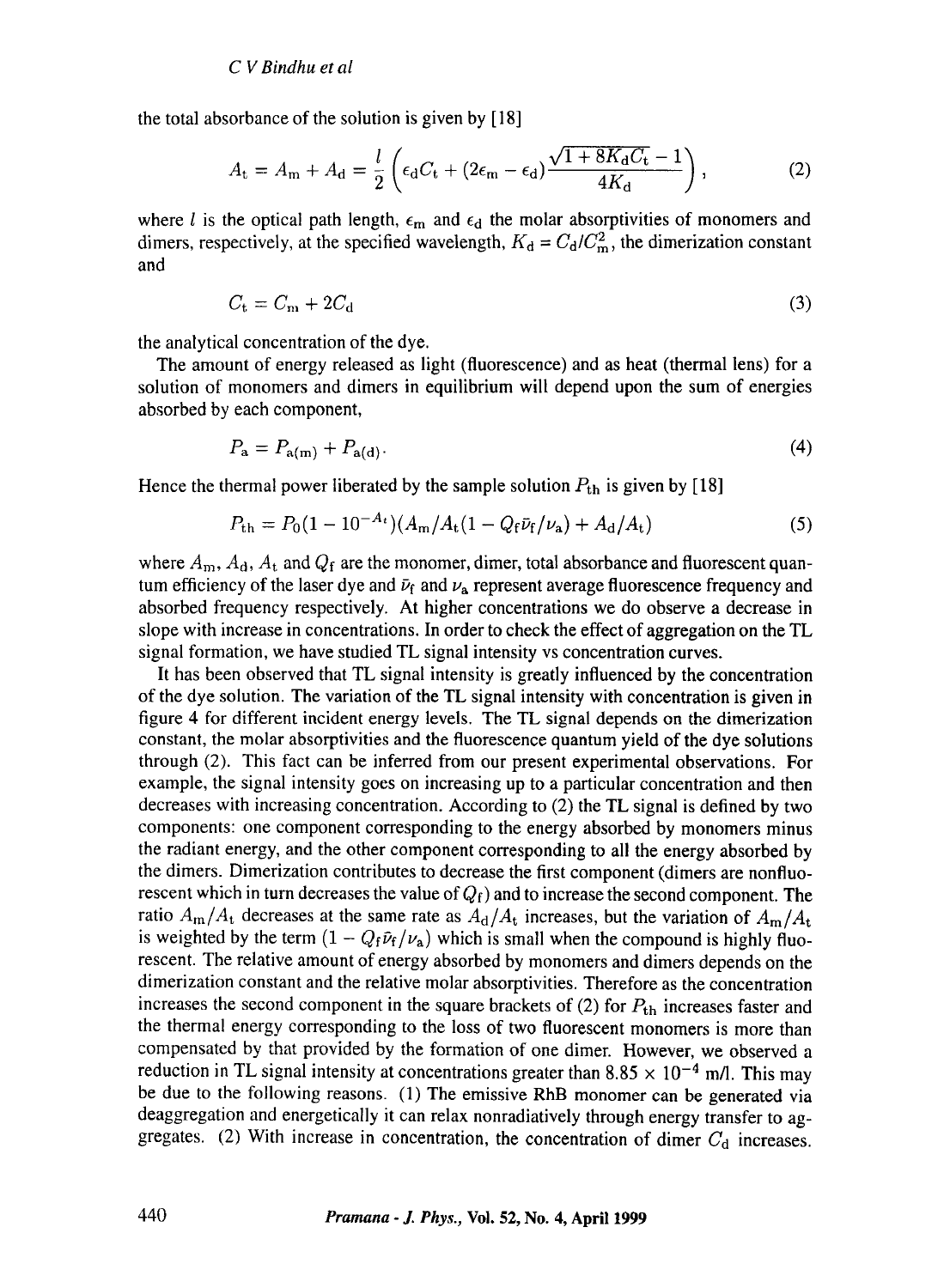the total absorbance of the solution is given by [18]

$$A_t = A_m + A_d = \frac{l}{2}\left(\epsilon_d C_t + (2\epsilon_m - \epsilon_d)\frac{\sqrt{1+8K_d C_t} - 1}{4K_d}\right), \tag{2}$$

where $l$ is the optical path length, $\epsilon_m$ and $\epsilon_d$ the molar absorptivities of monomers and dimers, respectively, at the specified wavelength, $K_d = C_d/C_m^2$, the dimerization constant and

$$C_t = C_m + 2C_d \tag{3}$$

the analytical concentration of the dye.

The amount of energy released as light (fluorescence) and as heat (thermal lens) for a solution of monomers and dimers in equilibrium will depend upon the sum of energies absorbed by each component,

$$P_a = P_{a(m)} + P_{a(d)}. \tag{4}$$

Hence the thermal power liberated by the sample solution $P_{th}$ is given by [18]

$$P_{th} = P_0(1 - 10^{-A_t})(A_m/A_t(1 - Q_f\bar{\nu}_f/\nu_a) + A_d/A_t) \tag{5}$$

where $A_m$, $A_d$, $A_t$ and $Q_f$ are the monomer, dimer, total absorbance and fluorescent quantum efficiency of the laser dye and $\bar{\nu}_f$ and $\nu_a$ represent average fluorescence frequency and absorbed frequency respectively. At higher concentrations we do observe a decrease in slope with increase in concentrations. In order to check the effect of aggregation on the TL signal formation, we have studied TL signal intensity vs concentration curves.

It has been observed that TL signal intensity is greatly influenced by the concentration of the dye solution. The variation of the TL signal intensity with concentration is given in figure 4 for different incident energy levels. The TL signal depends on the dimerization constant, the molar absorptivities and the fluorescence quantum yield of the dye solutions through (2). This fact can be inferred from our present experimental observations. For example, the signal intensity goes on increasing up to a particular concentration and then decreases with increasing concentration. According to (2) the TL signal is defined by two components: one component corresponding to the energy absorbed by monomers minus the radiant energy, and the other component corresponding to all the energy absorbed by the dimers. Dimerization contributes to decrease the first component (dimers are nonfluorescent which in turn decreases the value of $Q_f$) and to increase the second component. The ratio $A_m/A_t$ decreases at the same rate as $A_d/A_t$ increases, but the variation of $A_m/A_t$ is weighted by the term $(1 - Q_f\bar{\nu}_f/\nu_a)$ which is small when the compound is highly fluorescent. The relative amount of energy absorbed by monomers and dimers depends on the dimerization constant and the relative molar absorptivities. Therefore as the concentration increases the second component in the square brackets of (2) for $P_{th}$ increases faster and the thermal energy corresponding to the loss of two fluorescent monomers is more than compensated by that provided by the formation of one dimer. However, we observed a reduction in TL signal intensity at concentrations greater than $8.85 \times 10^{-4}$ m/l. This may be due to the following reasons. (1) The emissive RhB monomer can be generated via deaggregation and energetically it can relax nonradiatively through energy transfer to aggregates. (2) With increase in concentration, the concentration of dimer $C_d$ increases.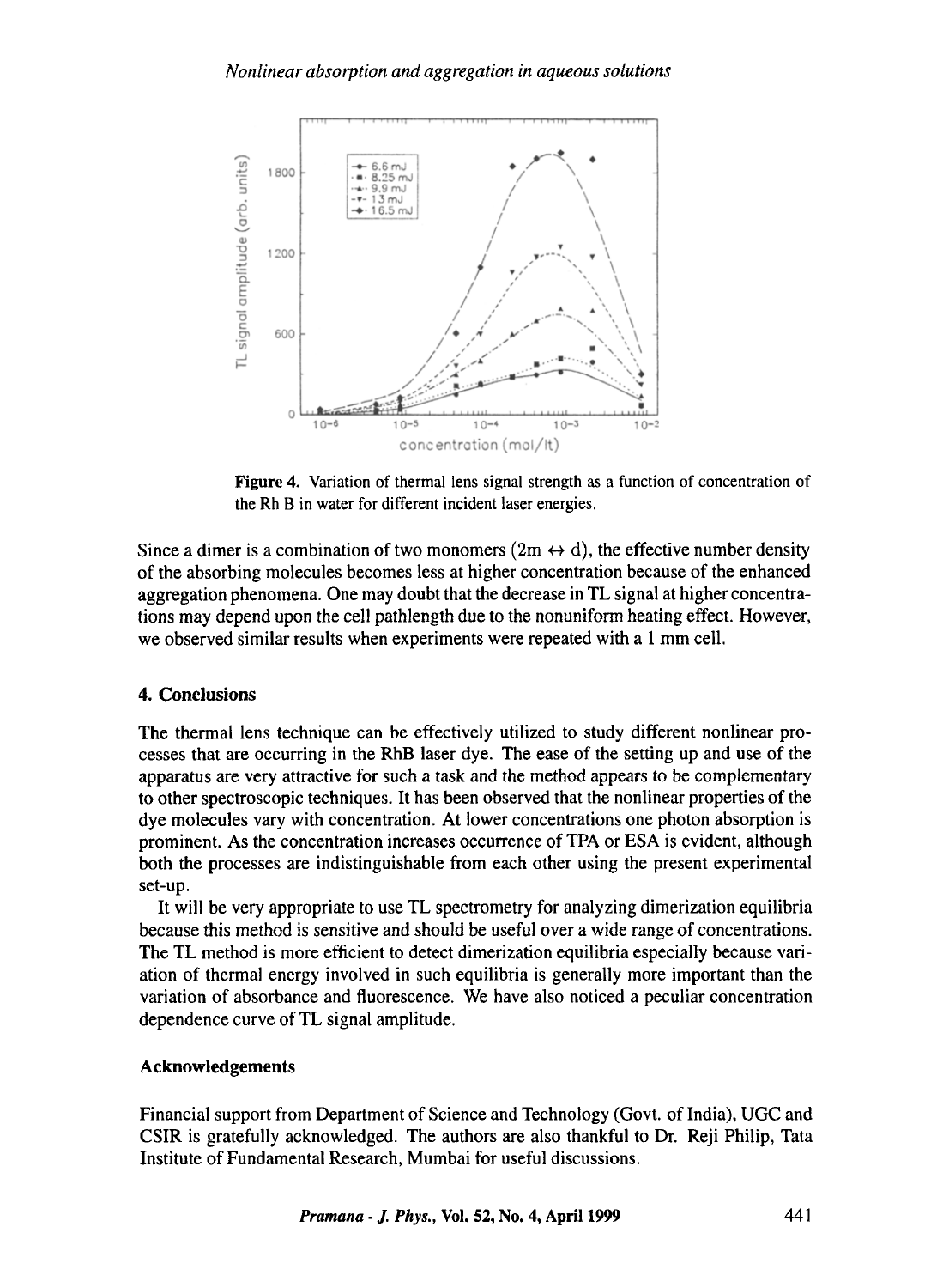Figure 4. Variation of thermal lens signal strength as a function of concentration of the Rh B in water for different incident laser energies.

Since a dimer is a combination of two monomers ($2\text{m} \leftrightarrow \text{d}$), the effective number density of the absorbing molecules becomes less at higher concentration because of the enhanced aggregation phenomena. One may doubt that the decrease in TL signal at higher concentrations may depend upon the cell pathlength due to the nonuniform heating effect. However, we observed similar results when experiments were repeated with a 1 mm cell.

## 4. Conclusions

The thermal lens technique can be effectively utilized to study different nonlinear processes that are occurring in the RhB laser dye. The ease of the setting up and use of the apparatus are very attractive for such a task and the method appears to be complementary to other spectroscopic techniques. It has been observed that the nonlinear properties of the dye molecules vary with concentration. At lower concentrations one photon absorption is prominent. As the concentration increases occurrence of TPA or ESA is evident, although both the processes are indistinguishable from each other using the present experimental set-up.

It will be very appropriate to use TL spectrometry for analyzing dimerization equilibria because this method is sensitive and should be useful over a wide range of concentrations. The TL method is more efficient to detect dimerization equilibria especially because variation of thermal energy involved in such equilibria is generally more important than the variation of absorbance and fluorescence. We have also noticed a peculiar concentration dependence curve of TL signal amplitude.

### Acknowledgements

Financial support from Department of Science and Technology (Govt. of India), UGC and CSIR is gratefully acknowledged. The authors are also thankful to Dr. Reji Philip, Tata Institute of Fundamental Research, Mumbai for useful discussions.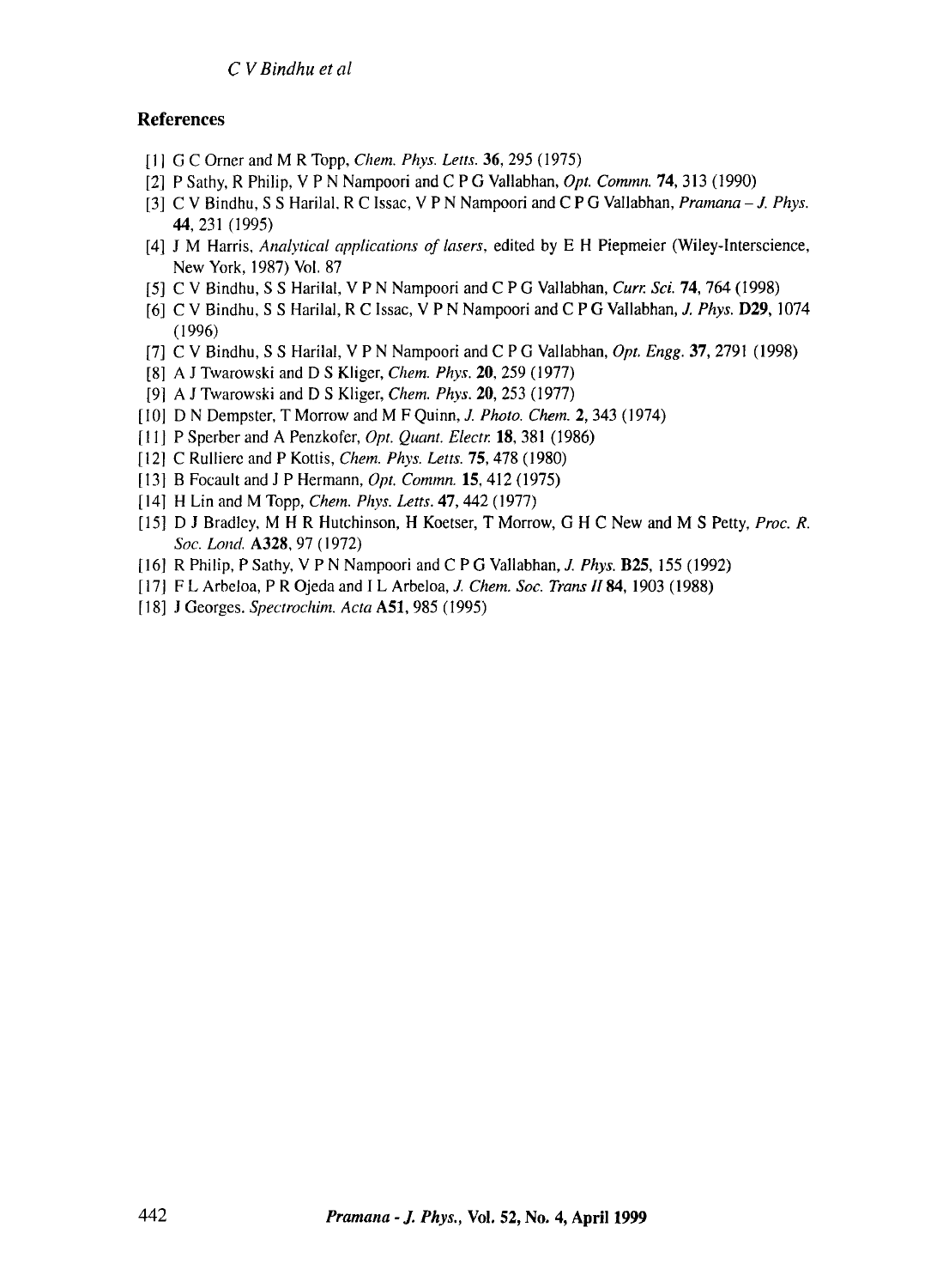## References

[1] G C Orner and M R Topp, *Chem. Phys. Letts.* **36**, 295 (1975)

[2] P Sathy, R Philip, V P N Nampoori and C P G Vallabhan, *Opt. Commn.* **74**, 313 (1990)

[3] C V Bindhu, S S Harilal, R C Issac, V P N Nampoori and C P G Vallabhan, *Pramana – J. Phys.* **44**, 231 (1995)

[4] J M Harris, *Analytical applications of lasers*, edited by E H Piepmeier (Wiley-Interscience, New York, 1987) Vol. 87

[5] C V Bindhu, S S Harilal, V P N Nampoori and C P G Vallabhan, *Curr. Sci.* **74**, 764 (1998)

[6] C V Bindhu, S S Harilal, R C Issac, V P N Nampoori and C P G Vallabhan, *J. Phys.* **D29**, 1074 (1996)

[7] C V Bindhu, S S Harilal, V P N Nampoori and C P G Vallabhan, *Opt. Engg.* **37**, 2791 (1998)

[8] A J Twarowski and D S Kliger, *Chem. Phys.* **20**, 259 (1977)

[9] A J Twarowski and D S Kliger, *Chem. Phys.* **20**, 253 (1977)

[10] D N Dempster, T Morrow and M F Quinn, *J. Photo. Chem.* **2**, 343 (1974)

[11] P Sperber and A Penzkofer, *Opt. Quant. Electr.* **18**, 381 (1986)

[12] C Rulliere and P Kottis, *Chem. Phys. Letts.* **75**, 478 (1980)

[13] B Focault and J P Hermann, *Opt. Commn.* **15**, 412 (1975)

[14] H Lin and M Topp, *Chem. Phys. Letts.* **47**, 442 (1977)

[15] D J Bradley, M H R Hutchinson, H Koetser, T Morrow, G H C New and M S Petty, *Proc. R. Soc. Lond.* **A328**, 97 (1972)

[16] R Philip, P Sathy, V P N Nampoori and C P G Vallabhan, *J. Phys.* **B25**, 155 (1992)

[17] F L Arbeloa, P R Ojeda and I L Arbeloa, *J. Chem. Soc. Trans II* **84**, 1903 (1988)

[18] J Georges, *Spectrochim. Acta* **A51**, 985 (1995)